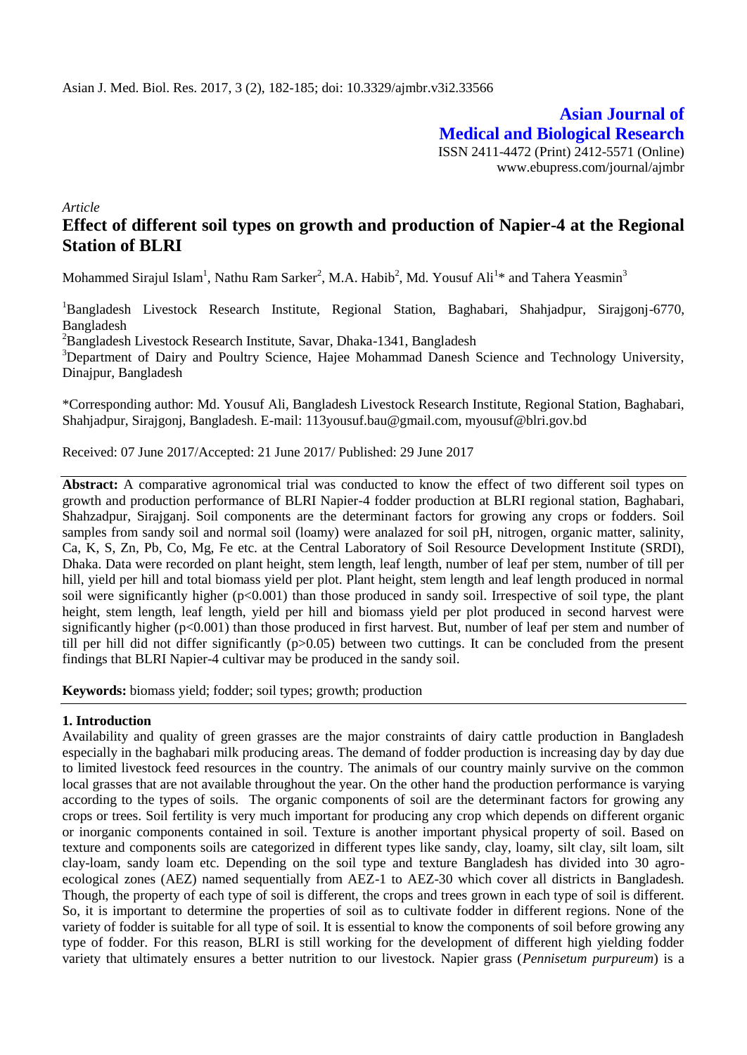Asian J. Med. Biol. Res. 2017, 3 (2), 182-185; doi: 10.3329/ajmbr.v3i2.33566

**Asian Journal of Medical and Biological Research**
ISSN 2411-4472 (Print) 2412-5571 (Online)
www.ebupress.com/journal/ajmbr

*Article*

# Effect of different soil types on growth and production of Napier-4 at the Regional Station of BLRI

Mohammed Sirajul Islam[1], Nathu Ram Sarker[2], M.A. Habib[2], Md. Yousuf Ali[1]* and Tahera Yeasmin[3]

[1]Bangladesh Livestock Research Institute, Regional Station, Baghabari, Shahjadpur, Sirajgonj-6770, Bangladesh

[2]Bangladesh Livestock Research Institute, Savar, Dhaka-1341, Bangladesh

[3]Department of Dairy and Poultry Science, Hajee Mohammad Danesh Science and Technology University, Dinajpur, Bangladesh

*Corresponding author: Md. Yousuf Ali, Bangladesh Livestock Research Institute, Regional Station, Baghabari, Shahjadpur, Sirajgonj, Bangladesh. E-mail: 113yousuf.bau@gmail.com, myousuf@blri.gov.bd

Received: 07 June 2017/Accepted: 21 June 2017/ Published: 29 June 2017

**Abstract:** A comparative agronomical trial was conducted to know the effect of two different soil types on growth and production performance of BLRI Napier-4 fodder production at BLRI regional station, Baghabari, Shahzadpur, Sirajganj. Soil components are the determinant factors for growing any crops or fodders. Soil samples from sandy soil and normal soil (loamy) were analazed for soil pH, nitrogen, organic matter, salinity, Ca, K, S, Zn, Pb, Co, Mg, Fe etc. at the Central Laboratory of Soil Resource Development Institute (SRDI), Dhaka. Data were recorded on plant height, stem length, leaf length, number of leaf per stem, number of till per hill, yield per hill and total biomass yield per plot. Plant height, stem length and leaf length produced in normal soil were significantly higher ($p<0.001$) than those produced in sandy soil. Irrespective of soil type, the plant height, stem length, leaf length, yield per hill and biomass yield per plot produced in second harvest were significantly higher ($p<0.001$) than those produced in first harvest. But, number of leaf per stem and number of till per hill did not differ significantly ($p>0.05$) between two cuttings. It can be concluded from the present findings that BLRI Napier-4 cultivar may be produced in the sandy soil.

**Keywords:** biomass yield; fodder; soil types; growth; production

## 1. Introduction

Availability and quality of green grasses are the major constraints of dairy cattle production in Bangladesh especially in the baghabari milk producing areas. The demand of fodder production is increasing day by day due to limited livestock feed resources in the country. The animals of our country mainly survive on the common local grasses that are not available throughout the year. On the other hand the production performance is varying according to the types of soils. The organic components of soil are the determinant factors for growing any crops or trees. Soil fertility is very much important for producing any crop which depends on different organic or inorganic components contained in soil. Texture is another important physical property of soil. Based on texture and components soils are categorized in different types like sandy, clay, loamy, silt clay, silt loam, silt clay-loam, sandy loam etc. Depending on the soil type and texture Bangladesh has divided into 30 agro-ecological zones (AEZ) named sequentially from AEZ-1 to AEZ-30 which cover all districts in Bangladesh. Though, the property of each type of soil is different, the crops and trees grown in each type of soil is different. So, it is important to determine the properties of soil as to cultivate fodder in different regions. None of the variety of fodder is suitable for all type of soil. It is essential to know the components of soil before growing any type of fodder. For this reason, BLRI is still working for the development of different high yielding fodder variety that ultimately ensures a better nutrition to our livestock. Napier grass (*Pennisetum purpureum*) is a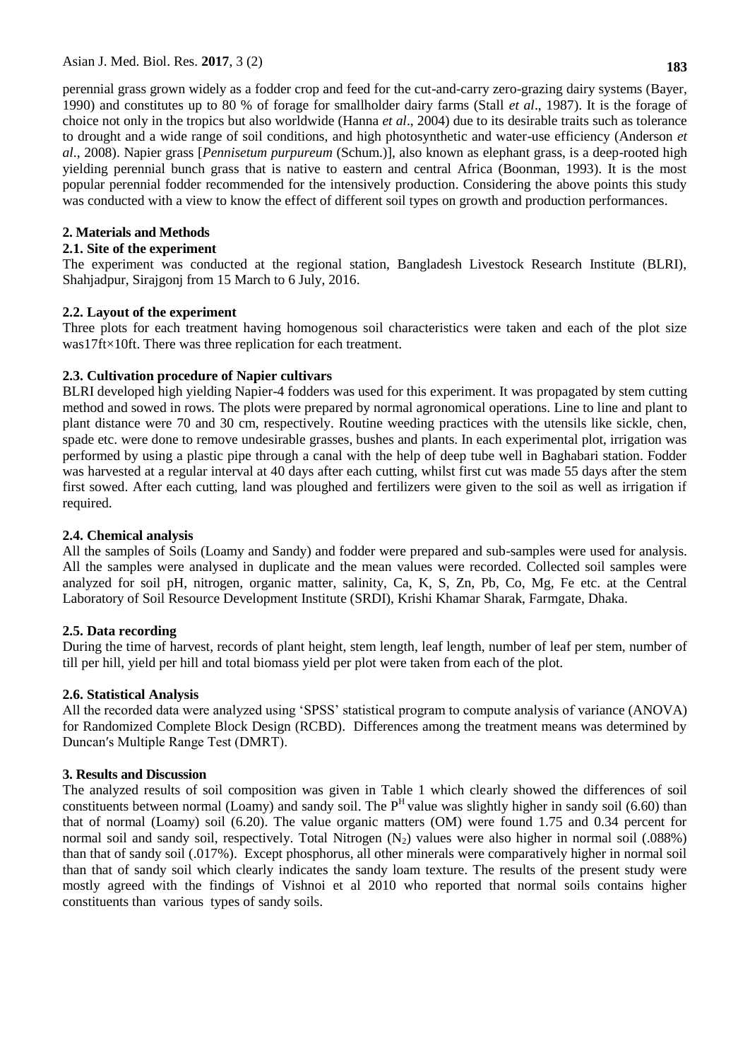perennial grass grown widely as a fodder crop and feed for the cut-and-carry zero-grazing dairy systems (Bayer, 1990) and constitutes up to 80 % of forage for smallholder dairy farms (Stall *et al*., 1987). It is the forage of choice not only in the tropics but also worldwide (Hanna *et al*., 2004) due to its desirable traits such as tolerance to drought and a wide range of soil conditions, and high photosynthetic and water-use efficiency (Anderson *et al*., 2008). Napier grass [*Pennisetum purpureum* (Schum.)], also known as elephant grass, is a deep-rooted high yielding perennial bunch grass that is native to eastern and central Africa (Boonman, 1993). It is the most popular perennial fodder recommended for the intensively production. Considering the above points this study was conducted with a view to know the effect of different soil types on growth and production performances.

## 2. Materials and Methods

### 2.1. Site of the experiment

The experiment was conducted at the regional station, Bangladesh Livestock Research Institute (BLRI), Shahjadpur, Sirajgonj from 15 March to 6 July, 2016.

### 2.2. Layout of the experiment

Three plots for each treatment having homogenous soil characteristics were taken and each of the plot size was17ft×10ft. There was three replication for each treatment.

### 2.3. Cultivation procedure of Napier cultivars

BLRI developed high yielding Napier-4 fodders was used for this experiment. It was propagated by stem cutting method and sowed in rows. The plots were prepared by normal agronomical operations. Line to line and plant to plant distance were 70 and 30 cm, respectively. Routine weeding practices with the utensils like sickle, chen, spade etc. were done to remove undesirable grasses, bushes and plants. In each experimental plot, irrigation was performed by using a plastic pipe through a canal with the help of deep tube well in Baghabari station. Fodder was harvested at a regular interval at 40 days after each cutting, whilst first cut was made 55 days after the stem first sowed. After each cutting, land was ploughed and fertilizers were given to the soil as well as irrigation if required.

### 2.4. Chemical analysis

All the samples of Soils (Loamy and Sandy) and fodder were prepared and sub-samples were used for analysis. All the samples were analysed in duplicate and the mean values were recorded. Collected soil samples were analyzed for soil pH, nitrogen, organic matter, salinity, Ca, K, S, Zn, Pb, Co, Mg, Fe etc. at the Central Laboratory of Soil Resource Development Institute (SRDI), Krishi Khamar Sharak, Farmgate, Dhaka.

### 2.5. Data recording

During the time of harvest, records of plant height, stem length, leaf length, number of leaf per stem, number of till per hill, yield per hill and total biomass yield per plot were taken from each of the plot.

### 2.6. Statistical Analysis

All the recorded data were analyzed using 'SPSS' statistical program to compute analysis of variance (ANOVA) for Randomized Complete Block Design (RCBD). Differences among the treatment means was determined by Duncan′s Multiple Range Test (DMRT).

## 3. Results and Discussion

The analyzed results of soil composition was given in Table 1 which clearly showed the differences of soil constituents between normal (Loamy) and sandy soil. The $P^H$ value was slightly higher in sandy soil (6.60) than that of normal (Loamy) soil (6.20). The value organic matters (OM) were found 1.75 and 0.34 percent for normal soil and sandy soil, respectively. Total Nitrogen ($N_2$) values were also higher in normal soil (.088%) than that of sandy soil (.017%). Except phosphorus, all other minerals were comparatively higher in normal soil than that of sandy soil which clearly indicates the sandy loam texture. The results of the present study were mostly agreed with the findings of Vishnoi et al 2010 who reported that normal soils contains higher constituents than various types of sandy soils.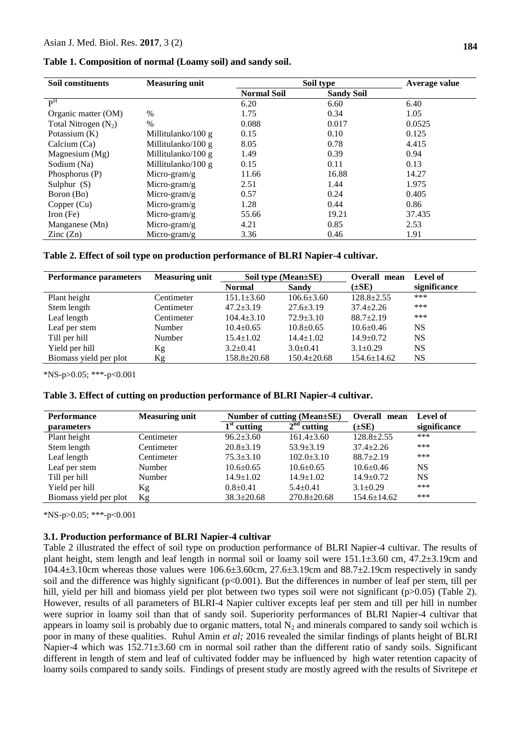**Table 1. Composition of normal (Loamy soil) and sandy soil.**

| Soil constituents | Measuring unit | Soil type | | Average value |
|---|---|---|---|---|
| | | Normal Soil | Sandy Soil | |
| $P^H$ | | 6.20 | 6.60 | 6.40 |
| Organic matter (OM) | % | 1.75 | 0.34 | 1.05 |
| Total Nitrogen ($N_2$) | % | 0.088 | 0.017 | 0.0525 |
| Potassium (K) | Millitulanko/100 g | 0.15 | 0.10 | 0.125 |
| Calcium (Ca) | Millitulanko/100 g | 8.05 | 0.78 | 4.415 |
| Magnesium (Mg) | Millitulanko/100 g | 1.49 | 0.39 | 0.94 |
| Sodium (Na) | Millitulanko/100 g | 0.15 | 0.11 | 0.13 |
| Phosphorus (P) | Micro-gram/g | 11.66 | 16.88 | 14.27 |
| Sulphur (S) | Micro-gram/g | 2.51 | 1.44 | 1.975 |
| Boron (Bo) | Micro-gram/g | 0.57 | 0.24 | 0.405 |
| Copper (Cu) | Micro-gram/g | 1.28 | 0.44 | 0.86 |
| Iron (Fe) | Micro-gram/g | 55.66 | 19.21 | 37.435 |
| Manganese (Mn) | Micro-gram/g | 4.21 | 0.85 | 2.53 |
| Zinc (Zn) | Micro-gram/g | 3.36 | 0.46 | 1.91 |

**Table 2. Effect of soil type on production performance of BLRI Napier-4 cultivar.**

| Performance parameters | Measuring unit | Soil type (Mean±SE) | | Overall mean (±SE) | Level of significance |
|---|---|---|---|---|---|
| | | Normal | Sandy | | |
| Plant height | Centimeter | 151.1±3.60 | 106.6±3.60 | 128.8±2.55 | *** |
| Stem length | Centimeter | 47.2±3.19 | 27.6±3.19 | 37.4±2.26 | *** |
| Leaf length | Centimeter | 104.4±3.10 | 72.9±3.10 | 88.7±2.19 | *** |
| Leaf per stem | Number | 10.4±0.65 | 10.8±0.65 | 10.6±0.46 | NS |
| Till per hill | Number | 15.4±1.02 | 14.4±1.02 | 14.9±0.72 | NS |
| Yield per hill | Kg | 3.2±0.41 | 3.0±0.41 | 3.1±0.29 | NS |
| Biomass yield per plot | Kg | 158.8±20.68 | 150.4±20.68 | 154.6±14.62 | NS |

*NS-p>0.05; ***-p<0.001

**Table 3. Effect of cutting on production performance of BLRI Napier-4 cultivar.**

| Performance parameters | Measuring unit | Number of cutting (Mean±SE) | | Overall mean (±SE) | Level of significance |
|---|---|---|---|---|---|
| | | $1^{st}$ cutting | $2^{nd}$ cutting | | |
| Plant height | Centimeter | 96.2±3.60 | 161.4±3.60 | 128.8±2.55 | *** |
| Stem length | Centimeter | 20.8±3.19 | 53.9±3.19 | 37.4±2.26 | *** |
| Leaf length | Centimeter | 75.3±3.10 | 102.0±3.10 | 88.7±2.19 | *** |
| Leaf per stem | Number | 10.6±0.65 | 10.6±0.65 | 10.6±0.46 | NS |
| Till per hill | Number | 14.9±1.02 | 14.9±1.02 | 14.9±0.72 | NS |
| Yield per hill | Kg | 0.8±0.41 | 5.4±0.41 | 3.1±0.29 | *** |
| Biomass yield per plot | Kg | 38.3±20.68 | 270.8±20.68 | 154.6±14.62 | *** |

*NS-p>0.05; ***-p<0.001

### 3.1. Production performance of BLRI Napier-4 cultivar

Table 2 illustrated the effect of soil type on production performance of BLRI Napier-4 cultivar. The results of plant height, stem length and leaf length in normal soil or loamy soil were 151.1±3.60 cm, 47.2±3.19cm and 104.4±3.10cm whereas those values were 106.6±3.60cm, 27.6±3.19cm and 88.7±2.19cm respectively in sandy soil and the difference was highly significant ($p<0.001$). But the differences in number of leaf per stem, till per hill, yield per hill and biomass yield per plot between two types soil were not significant ($p>0.05$) (Table 2). However, results of all parameters of BLRI-4 Napier cultiver excepts leaf per stem and till per hill in number were suprior in loamy soil than that of sandy soil. Superiority performances of BLRI Napier-4 cultivar that appears in loamy soil is probably due to organic matters, total $N_2$ and minerals compared to sandy soil wchich is poor in many of these qualities. Ruhul Amin *et al;* 2016 revealed the similar findings of plants height of BLRI Napier-4 which was 152.71±3.60 cm in normal soil rather than the different ratio of sandy soils. Significant different in length of stem and leaf of cultivated fodder may be influenced by high water retention capacity of loamy soils compared to sandy soils. Findings of present study are mostly agreed with the results of Sivritepe *et*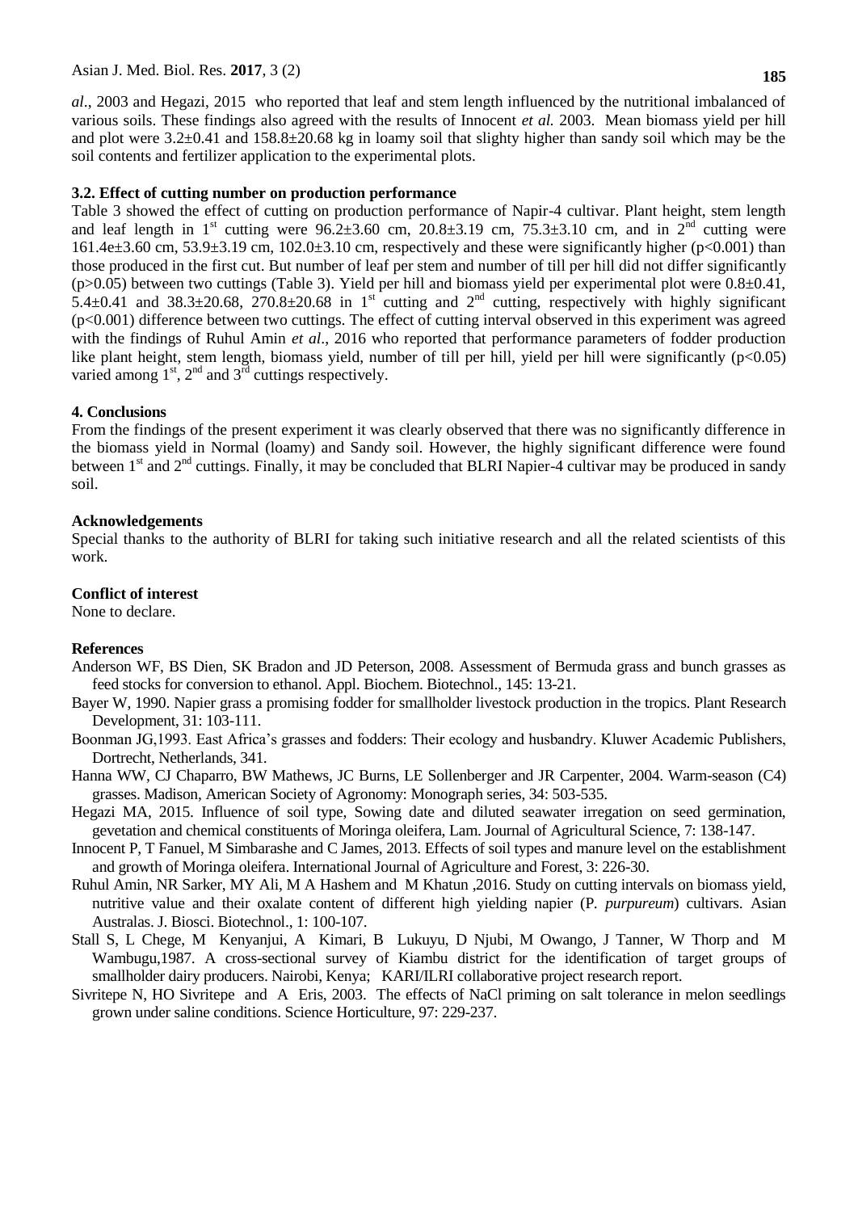*al*., 2003 and Hegazi, 2015 who reported that leaf and stem length influenced by the nutritional imbalanced of various soils. These findings also agreed with the results of Innocent *et al.* 2003. Mean biomass yield per hill and plot were 3.2±0.41 and 158.8±20.68 kg in loamy soil that slighty higher than sandy soil which may be the soil contents and fertilizer application to the experimental plots.

### 3.2. Effect of cutting number on production performance

Table 3 showed the effect of cutting on production performance of Napir-4 cultivar. Plant height, stem length and leaf length in 1st cutting were 96.2±3.60 cm, 20.8±3.19 cm, 75.3±3.10 cm, and in 2nd cutting were 161.4e±3.60 cm, 53.9±3.19 cm, 102.0±3.10 cm, respectively and these were significantly higher ($p<0.001$) than those produced in the first cut. But number of leaf per stem and number of till per hill did not differ significantly ($p>0.05$) between two cuttings (Table 3). Yield per hill and biomass yield per experimental plot were 0.8±0.41, 5.4±0.41 and 38.3±20.68, 270.8±20.68 in 1st cutting and 2nd cutting, respectively with highly significant ($p<0.001$) difference between two cuttings. The effect of cutting interval observed in this experiment was agreed with the findings of Ruhul Amin *et al*., 2016 who reported that performance parameters of fodder production like plant height, stem length, biomass yield, number of till per hill, yield per hill were significantly ($p<0.05$) varied among 1st, 2nd and 3rd cuttings respectively.

## 4. Conclusions

From the findings of the present experiment it was clearly observed that there was no significantly difference in the biomass yield in Normal (loamy) and Sandy soil. However, the highly significant difference were found between 1st and 2nd cuttings. Finally, it may be concluded that BLRI Napier-4 cultivar may be produced in sandy soil.

## Acknowledgements

Special thanks to the authority of BLRI for taking such initiative research and all the related scientists of this work.

## Conflict of interest

None to declare.

## References

Anderson WF, BS Dien, SK Bradon and JD Peterson, 2008. Assessment of Bermuda grass and bunch grasses as feed stocks for conversion to ethanol. Appl. Biochem. Biotechnol., 145: 13-21.

Bayer W, 1990. Napier grass a promising fodder for smallholder livestock production in the tropics. Plant Research Development, 31: 103-111.

Boonman JG,1993. East Africa's grasses and fodders: Their ecology and husbandry. Kluwer Academic Publishers, Dortrecht, Netherlands, 341.

Hanna WW, CJ Chaparro, BW Mathews, JC Burns, LE Sollenberger and JR Carpenter, 2004. Warm-season (C4) grasses. Madison, American Society of Agronomy: Monograph series, 34: 503-535.

Hegazi MA, 2015. Influence of soil type, Sowing date and diluted seawater irregation on seed germination, gevetation and chemical constituents of Moringa oleifera, Lam. Journal of Agricultural Science, 7: 138-147.

Innocent P, T Fanuel, M Simbarashe and C James, 2013. Effects of soil types and manure level on the establishment and growth of Moringa oleifera. International Journal of Agriculture and Forest, 3: 226-30.

Ruhul Amin, NR Sarker, MY Ali, M A Hashem and M Khatun ,2016. Study on cutting intervals on biomass yield, nutritive value and their oxalate content of different high yielding napier (P. *purpureum*) cultivars. Asian Australas. J. Biosci. Biotechnol., 1: 100-107.

Stall S, L Chege, M Kenyanjui, A Kimari, B Lukuyu, D Njubi, M Owango, J Tanner, W Thorp and M Wambugu,1987. A cross-sectional survey of Kiambu district for the identification of target groups of smallholder dairy producers. Nairobi, Kenya; KARI/ILRI collaborative project research report.

Sivritepe N, HO Sivritepe and A Eris, 2003. The effects of NaCl priming on salt tolerance in melon seedlings grown under saline conditions. Science Horticulture, 97: 229-237.